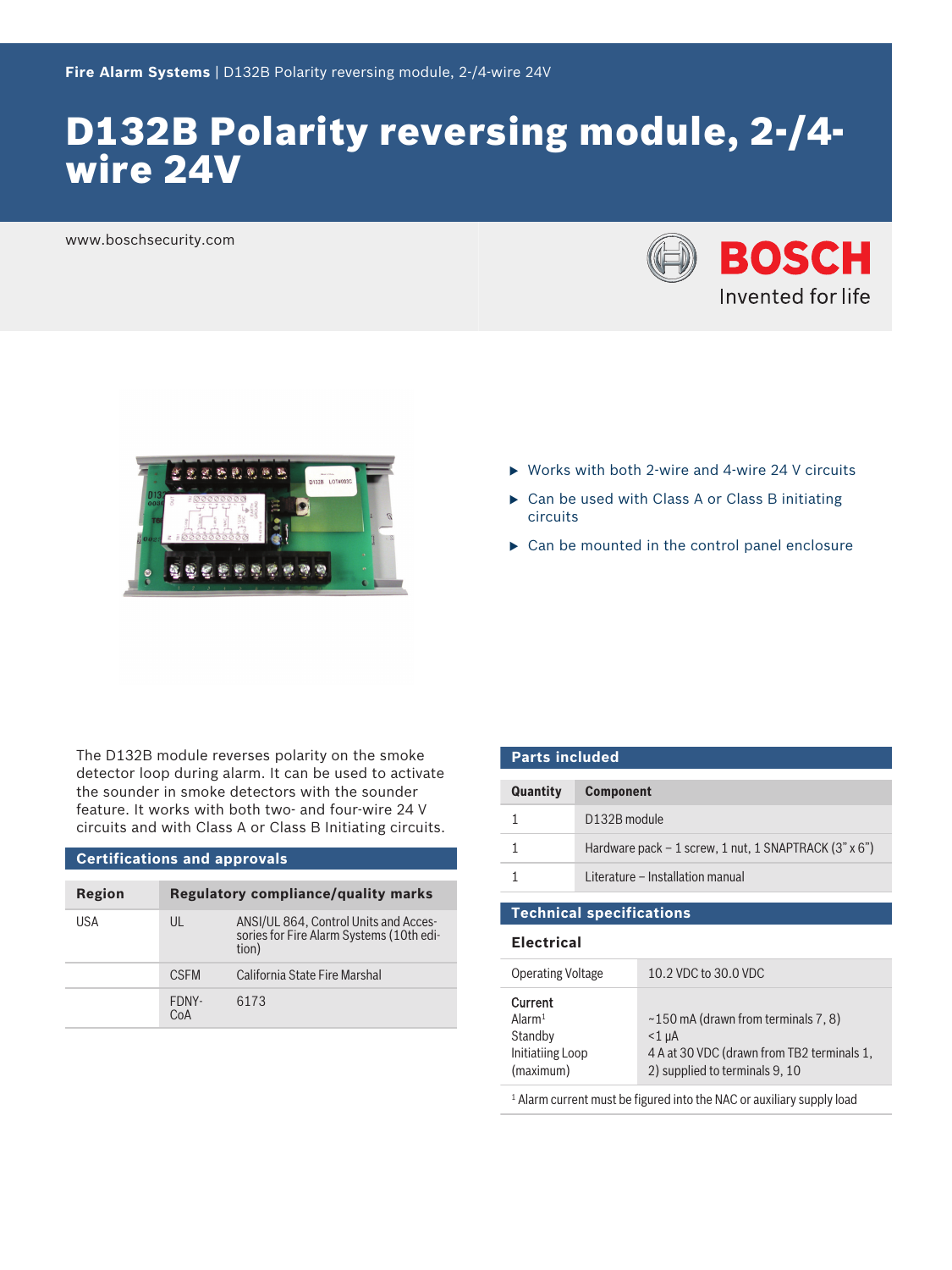Fire Alarm Systems | D132B Polarity reversing module, 2-/4-wire 24V

# D132B Polarity reversing module, 2-/4-wire 24V

www.boschsecurity.com

- Works with both 2-wire and 4-wire 24 V circuits
- Can be used with Class A or Class B initiating circuits
- Can be mounted in the control panel enclosure

The D132B module reverses polarity on the smoke detector loop during alarm. It can be used to activate the sounder in smoke detectors with the sounder feature. It works with both two- and four-wire 24 V circuits and with Class A or Class B Initiating circuits.

## Certifications and approvals

| Region | Regulatory compliance/quality marks | |
|---|---|---|
| USA | UL | ANSI/UL 864, Control Units and Accessories for Fire Alarm Systems (10th edition) |
| | CSFM | California State Fire Marshal |
| | FDNY-CoA | 6173 |

## Parts included

| Quantity | Component |
|---|---|
| 1 | D132B module |
| 1 | Hardware pack – 1 screw, 1 nut, 1 SNAPTRACK (3" x 6") |
| 1 | Literature – Installation manual |

## Technical specifications

### Electrical

| | |
|---|---|
| Operating Voltage | 10.2 VDC to 30.0 VDC |
| **Current** | |
| Alarm[1] | ~150 mA (drawn from terminals 7, 8) |
| Standby | <1 µA |
| Initiating Loop (maximum) | 4 A at 30 VDC (drawn from TB2 terminals 1, 2) supplied to terminals 9, 10 |

[1] Alarm current must be figured into the NAC or auxiliary supply load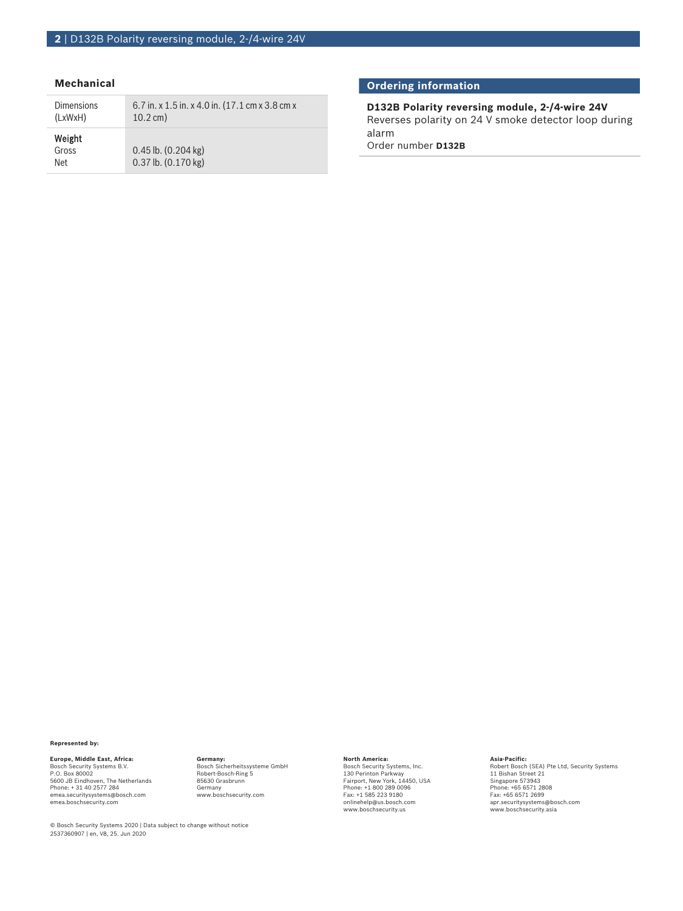## Mechanical

| | |
|---|---|
| Dimensions (LxWxH) | 6.7 in. x 1.5 in. x 4.0 in. (17.1 cm x 3.8 cm x 10.2 cm) |
| **Weight** | |
| Gross | 0.45 lb. (0.204 kg) |
| Net | 0.37 lb. (0.170 kg) |

## Ordering information

**D132B Polarity reversing module, 2-/4-wire 24V**
Reverses polarity on 24 V smoke detector loop during alarm
Order number **D132B**

**Represented by:**

**Europe, Middle East, Africa:**
Bosch Security Systems B.V.
P.O. Box 80002
5600 JB Eindhoven, The Netherlands
Phone: + 31 40 2577 284
emea.securitysystems@bosch.com
emea.boschsecurity.com

**Germany:**
Bosch Sicherheitssysteme GmbH
Robert-Bosch-Ring 5
85630 Grasbrunn
Germany
www.boschsecurity.com

**North America:**
Bosch Security Systems, Inc.
130 Perinton Parkway
Fairport, New York, 14450, USA
Phone: +1 800 289 0096
Fax: +1 585 223 9180
onlinehelp@us.bosch.com
www.boschsecurity.us

**Asia-Pacific:**
Robert Bosch (SEA) Pte Ltd, Security Systems
11 Bishan Street 21
Singapore 573943
Phone: +65 6571 2808
Fax: +65 6571 2699
apr.securitysystems@bosch.com
www.boschsecurity.asia

© Bosch Security Systems 2020 | Data subject to change without notice
2537360907 | en, V8, 25. Jun 2020